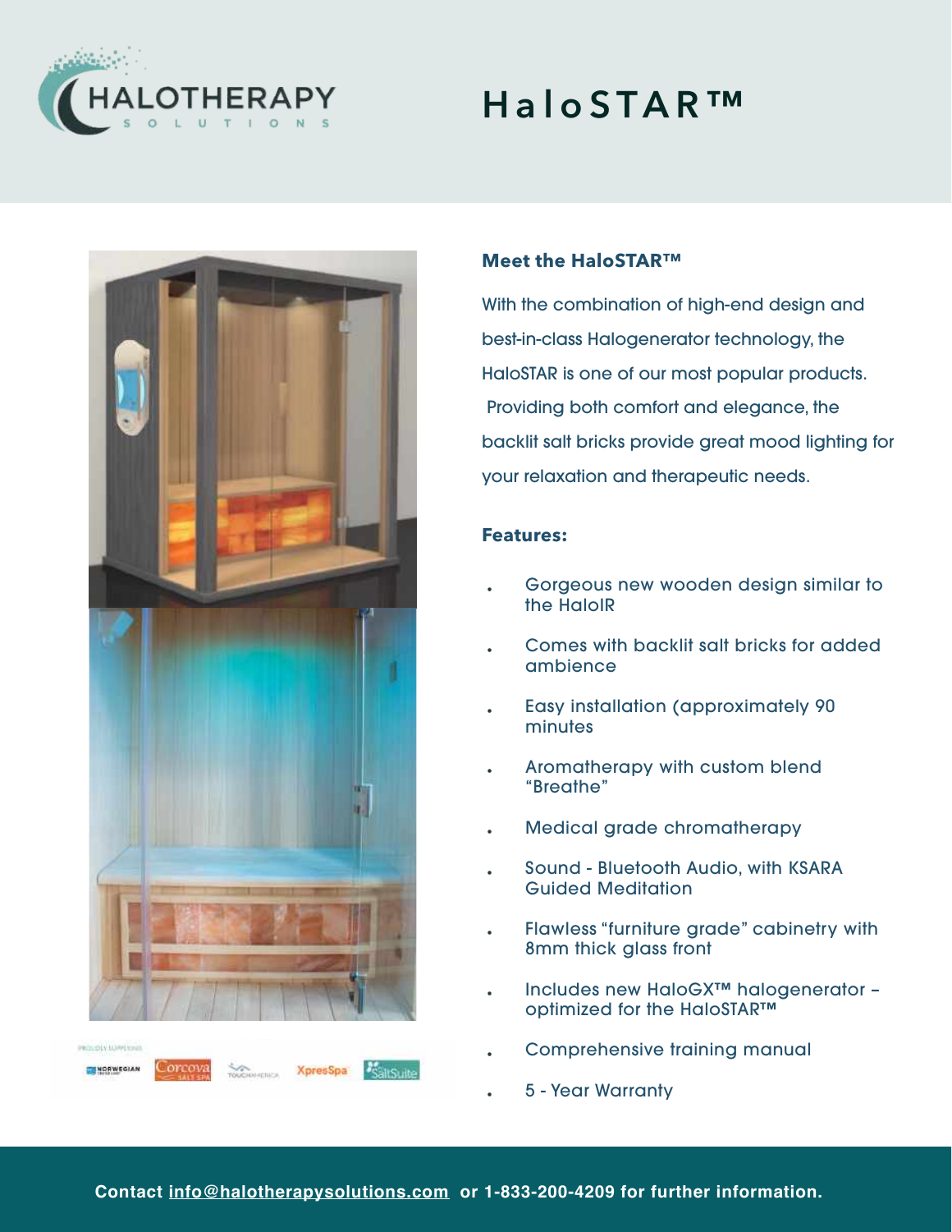# HaloSTAR™

HALOTHERAPY SOLUTIONS

### Meet the HaloSTAR™

With the combination of high-end design and best-in-class Halogenerator technology, the HaloSTAR is one of our most popular products. Providing both comfort and elegance, the backlit salt bricks provide great mood lighting for your relaxation and therapeutic needs.

### Features:

- Gorgeous new wooden design similar to the HaloIR
- Comes with backlit salt bricks for added ambience
- Easy installation (approximately 90 minutes
- Aromatherapy with custom blend “Breathe”
- Medical grade chromatherapy
- Sound - Bluetooth Audio, with KSARA Guided Meditation
- Flawless “furniture grade” cabinetry with 8mm thick glass front
- Includes new HaloGX™ halogenerator – optimized for the HaloSTAR™
- Comprehensive training manual
- 5 - Year Warranty

PROUDLY SUPPLYING

NORWEGIAN | Corcova SALT SPA | TOUCHAMERICA | XpresSpa | SaltSuite

**Contact info@halotherapysolutions.com or 1-833-200-4209 for further information.**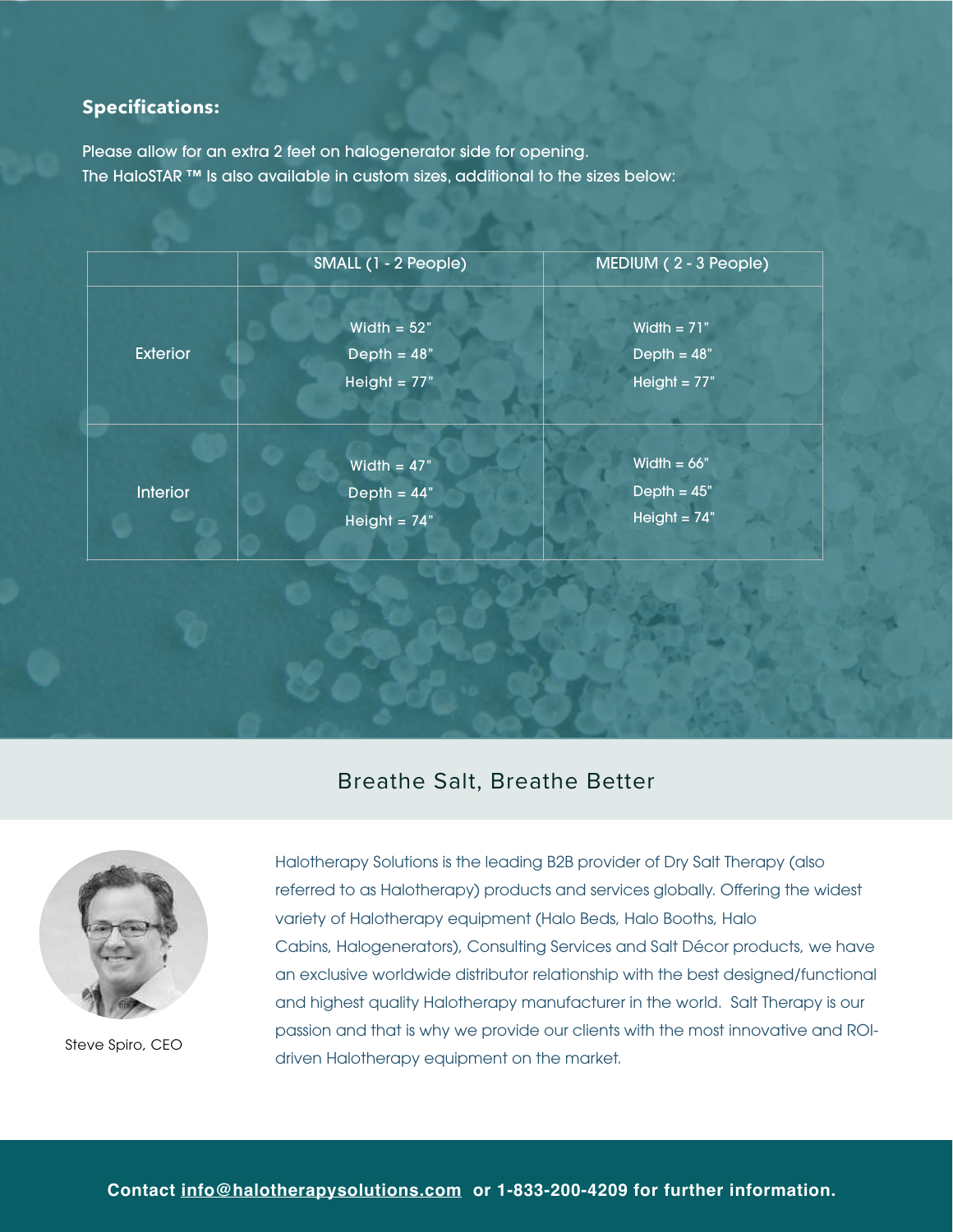## Specifications:

Please allow for an extra 2 feet on halogenerator side for opening.
The HaloSTAR ™ Is also available in custom sizes, additional to the sizes below:

| | SMALL (1 - 2 People) | MEDIUM ( 2 - 3 People) |
|---|---|---|
| Exterior | Width = 52"<br>Depth = 48"<br>Height = 77" | Width = 71"<br>Depth = 48"<br>Height = 77" |
| Interior | Width = 47"<br>Depth = 44"<br>Height = 74" | Width = 66"<br>Depth = 45"<br>Height = 74" |

## Breathe Salt, Breathe Better

Steve Spiro, CEO

Halotherapy Solutions is the leading B2B provider of Dry Salt Therapy (also referred to as Halotherapy) products and services globally. Offering the widest variety of Halotherapy equipment (Halo Beds, Halo Booths, Halo Cabins, Halogenerators), Consulting Services and Salt Décor products, we have an exclusive worldwide distributor relationship with the best designed/functional and highest quality Halotherapy manufacturer in the world. Salt Therapy is our passion and that is why we provide our clients with the most innovative and ROI-driven Halotherapy equipment on the market.

**Contact info@halotherapysolutions.com or 1-833-200-4209 for further information.**